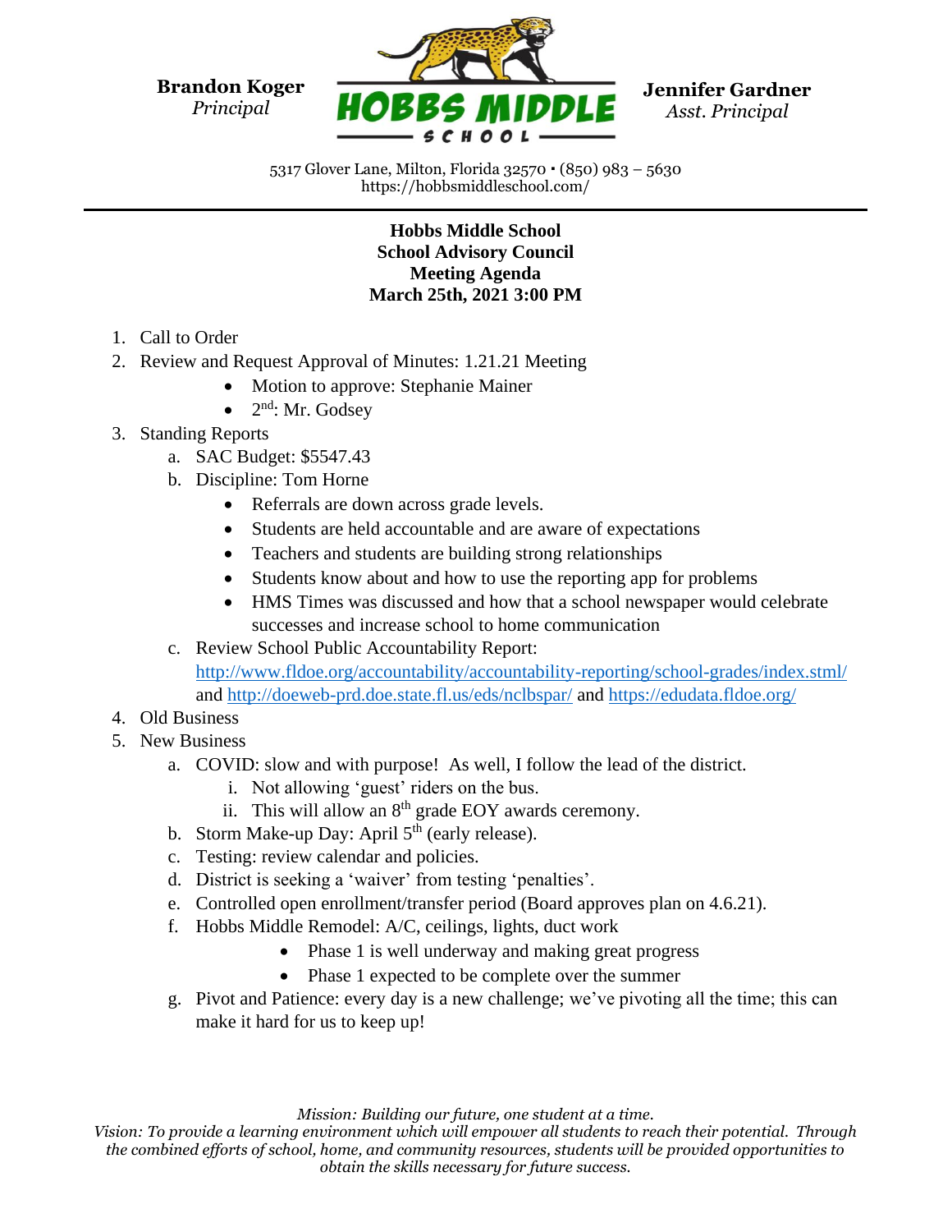**Brandon Koger**
*Principal*

**HOBBS MIDDLE SCHOOL**

**Jennifer Gardner**
*Asst. Principal*

5317 Glover Lane, Milton, Florida 32570 • (850) 983 – 5630
https://hobbsmiddleschool.com/

---

**Hobbs Middle School**
**School Advisory Council**
**Meeting Agenda**
**March 25th, 2021 3:00 PM**

1. Call to Order
2. Review and Request Approval of Minutes: 1.21.21 Meeting
   - Motion to approve: Stephanie Mainer
   - 2nd: Mr. Godsey
3. Standing Reports
   a. SAC Budget: $5547.43
   b. Discipline: Tom Horne
      - Referrals are down across grade levels.
      - Students are held accountable and are aware of expectations
      - Teachers and students are building strong relationships
      - Students know about and how to use the reporting app for problems
      - HMS Times was discussed and how that a school newspaper would celebrate successes and increase school to home communication
   c. Review School Public Accountability Report: http://www.fldoe.org/accountability/accountability-reporting/school-grades/index.stml/ and http://doeweb-prd.doe.state.fl.us/eds/nclbspar/ and https://edudata.fldoe.org/
4. Old Business
5. New Business
   a. COVID: slow and with purpose! As well, I follow the lead of the district.
      i. Not allowing 'guest' riders on the bus.
      ii. This will allow an 8th grade EOY awards ceremony.
   b. Storm Make-up Day: April 5th (early release).
   c. Testing: review calendar and policies.
   d. District is seeking a 'waiver' from testing 'penalties'.
   e. Controlled open enrollment/transfer period (Board approves plan on 4.6.21).
   f. Hobbs Middle Remodel: A/C, ceilings, lights, duct work
      - Phase 1 is well underway and making great progress
      - Phase 1 expected to be complete over the summer
   g. Pivot and Patience: every day is a new challenge; we've pivoting all the time; this can make it hard for us to keep up!

*Mission: Building our future, one student at a time.*
*Vision: To provide a learning environment which will empower all students to reach their potential. Through the combined efforts of school, home, and community resources, students will be provided opportunities to obtain the skills necessary for future success.*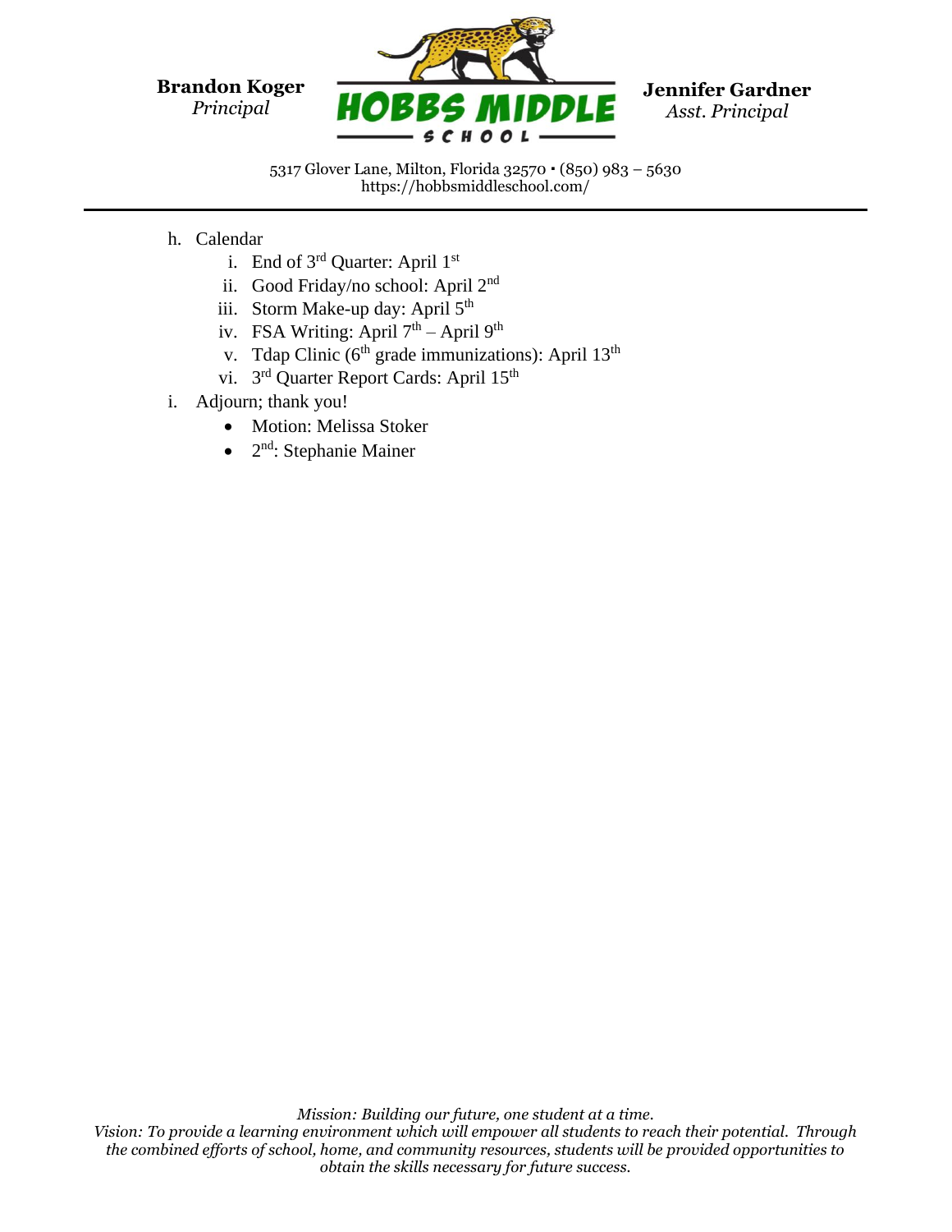h. Calendar

   i. End of 3rd Quarter: April 1st
   
   ii. Good Friday/no school: April 2nd
   
   iii. Storm Make-up day: April 5th
   
   iv. FSA Writing: April 7th – April 9th
   
   v. Tdap Clinic (6th grade immunizations): April 13th
   
   vi. 3rd Quarter Report Cards: April 15th

i. Adjourn; thank you!

- Motion: Melissa Stoker
- 2nd: Stephanie Mainer